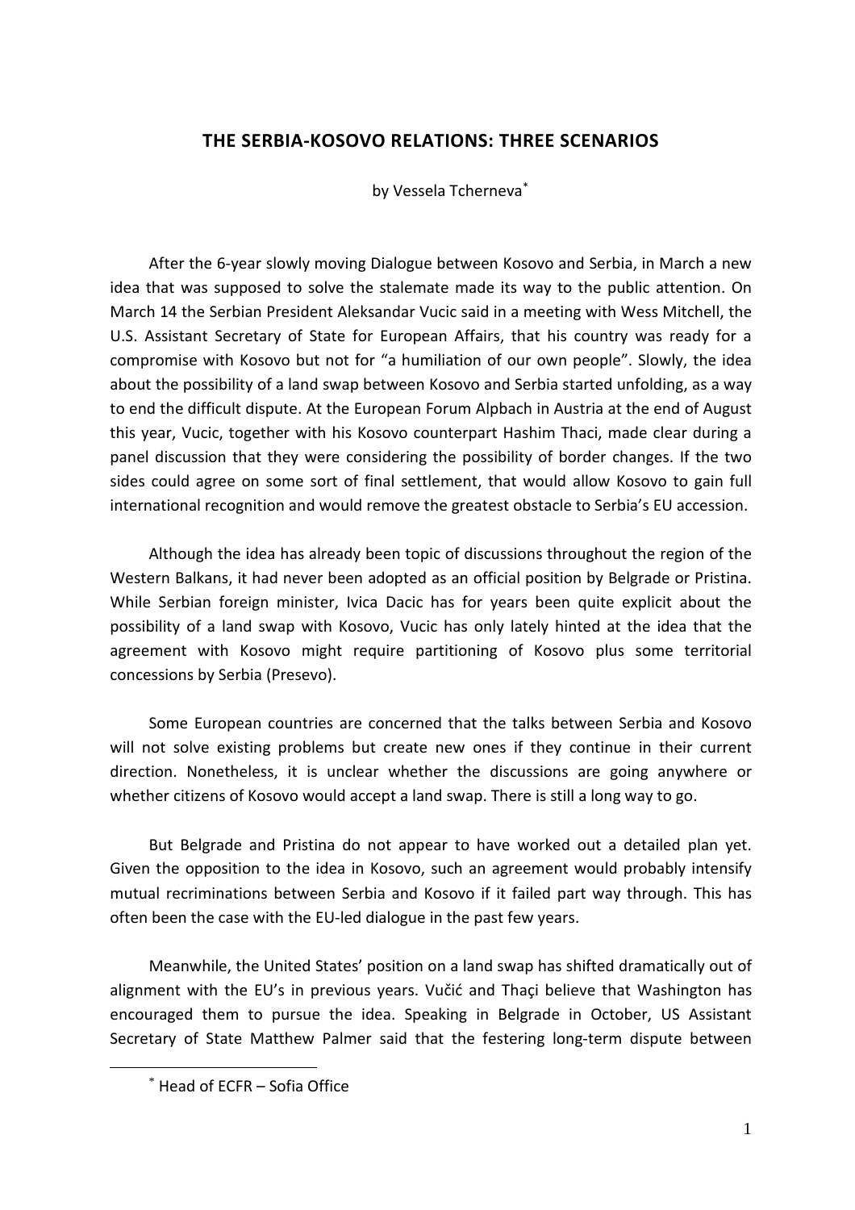# THE SERBIA-KOSOVO RELATIONS: THREE SCENARIOS

by Vessela Tcherneva*

After the 6-year slowly moving Dialogue between Kosovo and Serbia, in March a new idea that was supposed to solve the stalemate made its way to the public attention. On March 14 the Serbian President Aleksandar Vucic said in a meeting with Wess Mitchell, the U.S. Assistant Secretary of State for European Affairs, that his country was ready for a compromise with Kosovo but not for "a humiliation of our own people". Slowly, the idea about the possibility of a land swap between Kosovo and Serbia started unfolding, as a way to end the difficult dispute. At the European Forum Alpbach in Austria at the end of August this year, Vucic, together with his Kosovo counterpart Hashim Thaci, made clear during a panel discussion that they were considering the possibility of border changes. If the two sides could agree on some sort of final settlement, that would allow Kosovo to gain full international recognition and would remove the greatest obstacle to Serbia's EU accession.

Although the idea has already been topic of discussions throughout the region of the Western Balkans, it had never been adopted as an official position by Belgrade or Pristina. While Serbian foreign minister, Ivica Dacic has for years been quite explicit about the possibility of a land swap with Kosovo, Vucic has only lately hinted at the idea that the agreement with Kosovo might require partitioning of Kosovo plus some territorial concessions by Serbia (Presevo).

Some European countries are concerned that the talks between Serbia and Kosovo will not solve existing problems but create new ones if they continue in their current direction. Nonetheless, it is unclear whether the discussions are going anywhere or whether citizens of Kosovo would accept a land swap. There is still a long way to go.

But Belgrade and Pristina do not appear to have worked out a detailed plan yet. Given the opposition to the idea in Kosovo, such an agreement would probably intensify mutual recriminations between Serbia and Kosovo if it failed part way through. This has often been the case with the EU-led dialogue in the past few years.

Meanwhile, the United States' position on a land swap has shifted dramatically out of alignment with the EU's in previous years. Vučić and Thaçi believe that Washington has encouraged them to pursue the idea. Speaking in Belgrade in October, US Assistant Secretary of State Matthew Palmer said that the festering long-term dispute between

* Head of ECFR – Sofia Office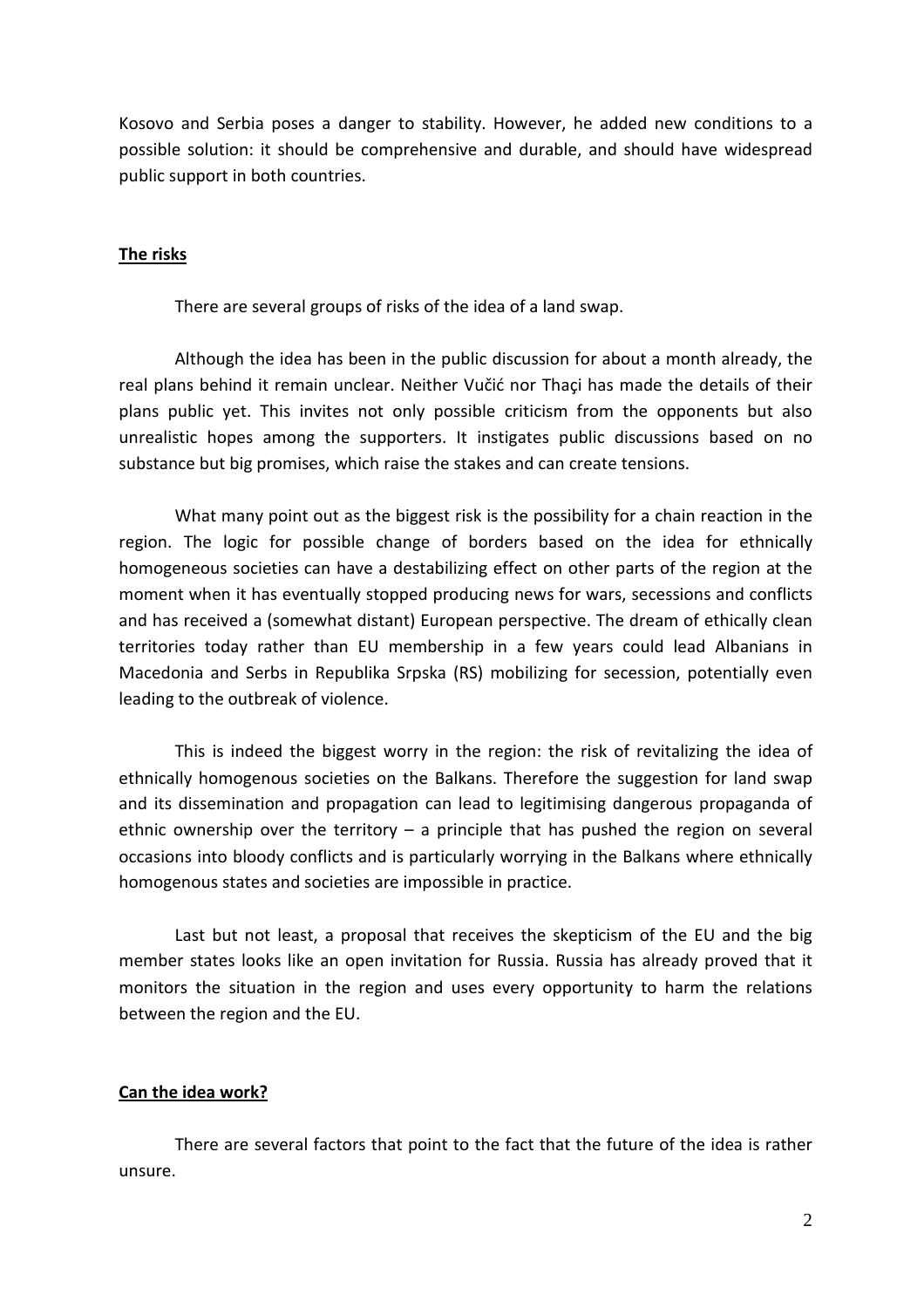Kosovo and Serbia poses a danger to stability. However, he added new conditions to a possible solution: it should be comprehensive and durable, and should have widespread public support in both countries.

## **The risks**

There are several groups of risks of the idea of a land swap.

Although the idea has been in the public discussion for about a month already, the real plans behind it remain unclear. Neither Vučić nor Thaçi has made the details of their plans public yet. This invites not only possible criticism from the opponents but also unrealistic hopes among the supporters. It instigates public discussions based on no substance but big promises, which raise the stakes and can create tensions.

What many point out as the biggest risk is the possibility for a chain reaction in the region. The logic for possible change of borders based on the idea for ethnically homogeneous societies can have a destabilizing effect on other parts of the region at the moment when it has eventually stopped producing news for wars, secessions and conflicts and has received a (somewhat distant) European perspective. The dream of ethically clean territories today rather than EU membership in a few years could lead Albanians in Macedonia and Serbs in Republika Srpska (RS) mobilizing for secession, potentially even leading to the outbreak of violence.

This is indeed the biggest worry in the region: the risk of revitalizing the idea of ethnically homogenous societies on the Balkans. Therefore the suggestion for land swap and its dissemination and propagation can lead to legitimising dangerous propaganda of ethnic ownership over the territory – a principle that has pushed the region on several occasions into bloody conflicts and is particularly worrying in the Balkans where ethnically homogenous states and societies are impossible in practice.

Last but not least, a proposal that receives the skepticism of the EU and the big member states looks like an open invitation for Russia. Russia has already proved that it monitors the situation in the region and uses every opportunity to harm the relations between the region and the EU.

## **Can the idea work?**

There are several factors that point to the fact that the future of the idea is rather unsure.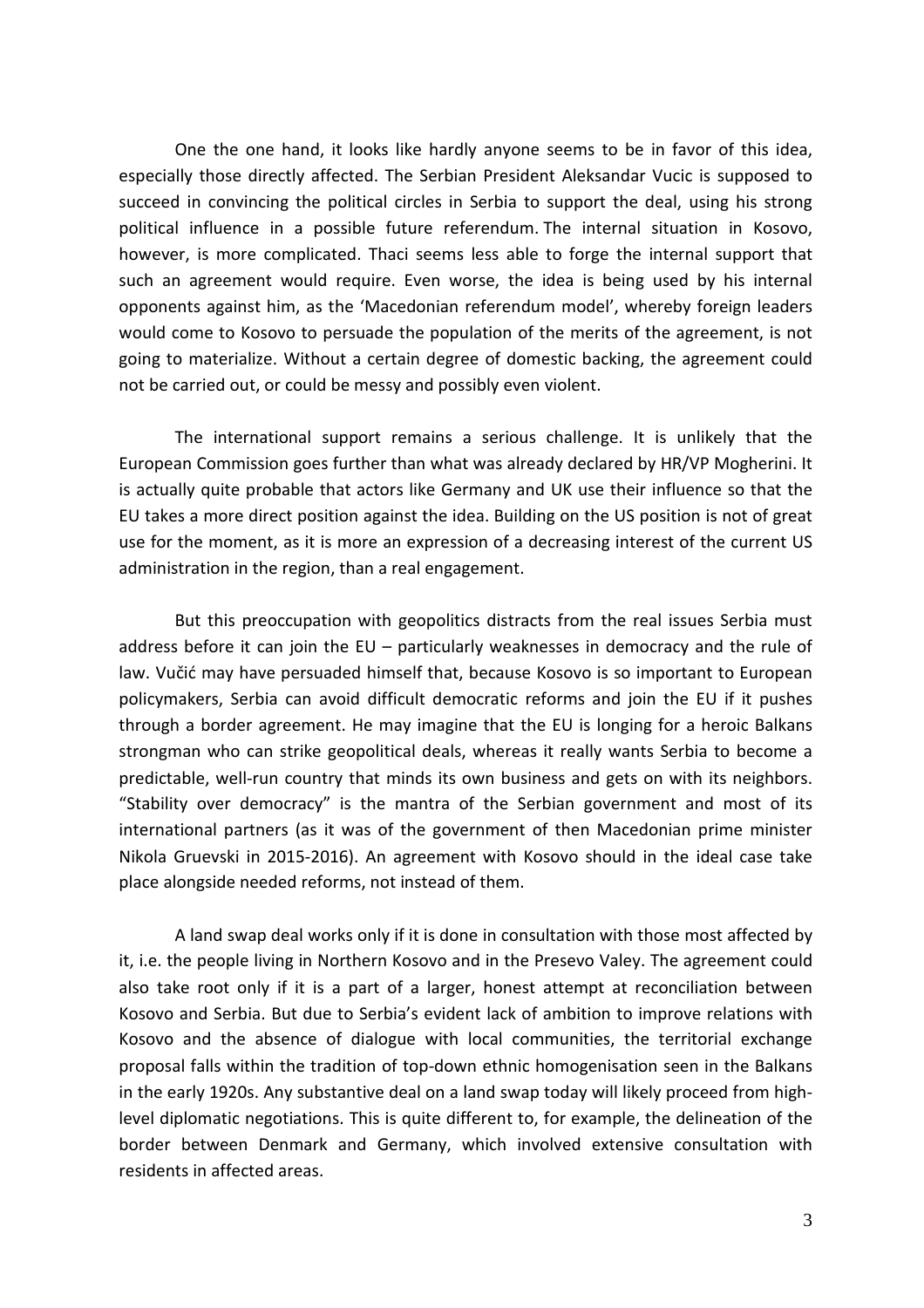One the one hand, it looks like hardly anyone seems to be in favor of this idea, especially those directly affected. The Serbian President Aleksandar Vucic is supposed to succeed in convincing the political circles in Serbia to support the deal, using his strong political influence in a possible future referendum. The internal situation in Kosovo, however, is more complicated. Thaci seems less able to forge the internal support that such an agreement would require. Even worse, the idea is being used by his internal opponents against him, as the 'Macedonian referendum model', whereby foreign leaders would come to Kosovo to persuade the population of the merits of the agreement, is not going to materialize. Without a certain degree of domestic backing, the agreement could not be carried out, or could be messy and possibly even violent.

The international support remains a serious challenge. It is unlikely that the European Commission goes further than what was already declared by HR/VP Mogherini. It is actually quite probable that actors like Germany and UK use their influence so that the EU takes a more direct position against the idea. Building on the US position is not of great use for the moment, as it is more an expression of a decreasing interest of the current US administration in the region, than a real engagement.

But this preoccupation with geopolitics distracts from the real issues Serbia must address before it can join the EU – particularly weaknesses in democracy and the rule of law. Vučić may have persuaded himself that, because Kosovo is so important to European policymakers, Serbia can avoid difficult democratic reforms and join the EU if it pushes through a border agreement. He may imagine that the EU is longing for a heroic Balkans strongman who can strike geopolitical deals, whereas it really wants Serbia to become a predictable, well-run country that minds its own business and gets on with its neighbors. "Stability over democracy" is the mantra of the Serbian government and most of its international partners (as it was of the government of then Macedonian prime minister Nikola Gruevski in 2015-2016). An agreement with Kosovo should in the ideal case take place alongside needed reforms, not instead of them.

A land swap deal works only if it is done in consultation with those most affected by it, i.e. the people living in Northern Kosovo and in the Presevo Valley. The agreement could also take root only if it is a part of a larger, honest attempt at reconciliation between Kosovo and Serbia. But due to Serbia's evident lack of ambition to improve relations with Kosovo and the absence of dialogue with local communities, the territorial exchange proposal falls within the tradition of top-down ethnic homogenisation seen in the Balkans in the early 1920s. Any substantive deal on a land swap today will likely proceed from high-level diplomatic negotiations. This is quite different to, for example, the delineation of the border between Denmark and Germany, which involved extensive consultation with residents in affected areas.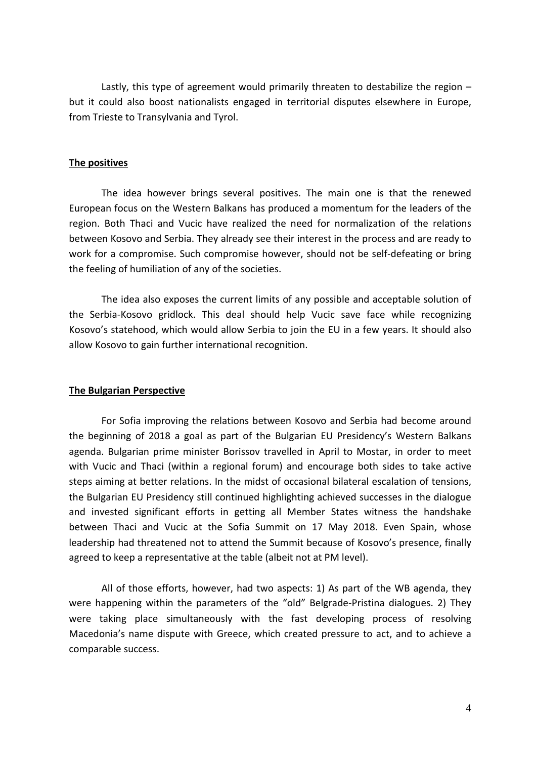Lastly, this type of agreement would primarily threaten to destabilize the region – but it could also boost nationalists engaged in territorial disputes elsewhere in Europe, from Trieste to Transylvania and Tyrol.

## The positives

The idea however brings several positives. The main one is that the renewed European focus on the Western Balkans has produced a momentum for the leaders of the region. Both Thaci and Vucic have realized the need for normalization of the relations between Kosovo and Serbia. They already see their interest in the process and are ready to work for a compromise. Such compromise however, should not be self-defeating or bring the feeling of humiliation of any of the societies.

The idea also exposes the current limits of any possible and acceptable solution of the Serbia-Kosovo gridlock. This deal should help Vucic save face while recognizing Kosovo's statehood, which would allow Serbia to join the EU in a few years. It should also allow Kosovo to gain further international recognition.

## The Bulgarian Perspective

For Sofia improving the relations between Kosovo and Serbia had become around the beginning of 2018 a goal as part of the Bulgarian EU Presidency's Western Balkans agenda. Bulgarian prime minister Borissov travelled in April to Mostar, in order to meet with Vucic and Thaci (within a regional forum) and encourage both sides to take active steps aiming at better relations. In the midst of occasional bilateral escalation of tensions, the Bulgarian EU Presidency still continued highlighting achieved successes in the dialogue and invested significant efforts in getting all Member States witness the handshake between Thaci and Vucic at the Sofia Summit on 17 May 2018. Even Spain, whose leadership had threatened not to attend the Summit because of Kosovo's presence, finally agreed to keep a representative at the table (albeit not at PM level).

All of those efforts, however, had two aspects: 1) As part of the WB agenda, they were happening within the parameters of the "old" Belgrade-Pristina dialogues. 2) They were taking place simultaneously with the fast developing process of resolving Macedonia's name dispute with Greece, which created pressure to act, and to achieve a comparable success.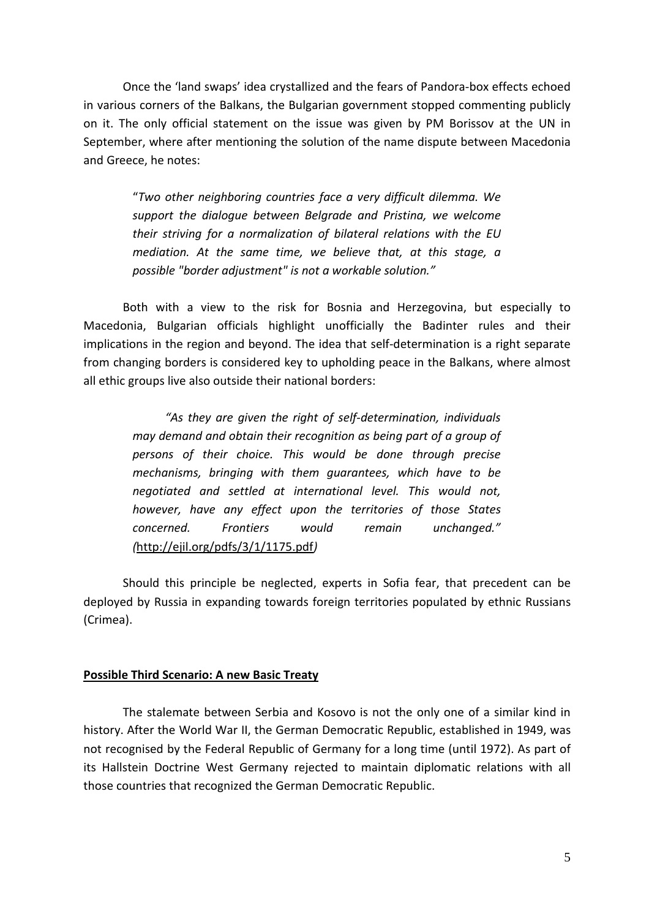Once the 'land swaps' idea crystallized and the fears of Pandora-box effects echoed in various corners of the Balkans, the Bulgarian government stopped commenting publicly on it. The only official statement on the issue was given by PM Borissov at the UN in September, where after mentioning the solution of the name dispute between Macedonia and Greece, he notes:

> "*Two other neighboring countries face a very difficult dilemma. We support the dialogue between Belgrade and Pristina, we welcome their striving for a normalization of bilateral relations with the EU mediation. At the same time, we believe that, at this stage, a possible "border adjustment" is not a workable solution."*

Both with a view to the risk for Bosnia and Herzegovina, but especially to Macedonia, Bulgarian officials highlight unofficially the Badinter rules and their implications in the region and beyond. The idea that self-determination is a right separate from changing borders is considered key to upholding peace in the Balkans, where almost all ethic groups live also outside their national borders:

> *"As they are given the right of self-determination, individuals may demand and obtain their recognition as being part of a group of persons of their choice. This would be done through precise mechanisms, bringing with them guarantees, which have to be negotiated and settled at international level. This would not, however, have any effect upon the territories of those States concerned. Frontiers would remain unchanged." (*http://ejil.org/pdfs/3/1/1175.pdf*)*

Should this principle be neglected, experts in Sofia fear, that precedent can be deployed by Russia in expanding towards foreign territories populated by ethnic Russians (Crimea).

## **Possible Third Scenario: A new Basic Treaty**

The stalemate between Serbia and Kosovo is not the only one of a similar kind in history. After the World War II, the German Democratic Republic, established in 1949, was not recognised by the Federal Republic of Germany for a long time (until 1972). As part of its Hallstein Doctrine West Germany rejected to maintain diplomatic relations with all those countries that recognized the German Democratic Republic.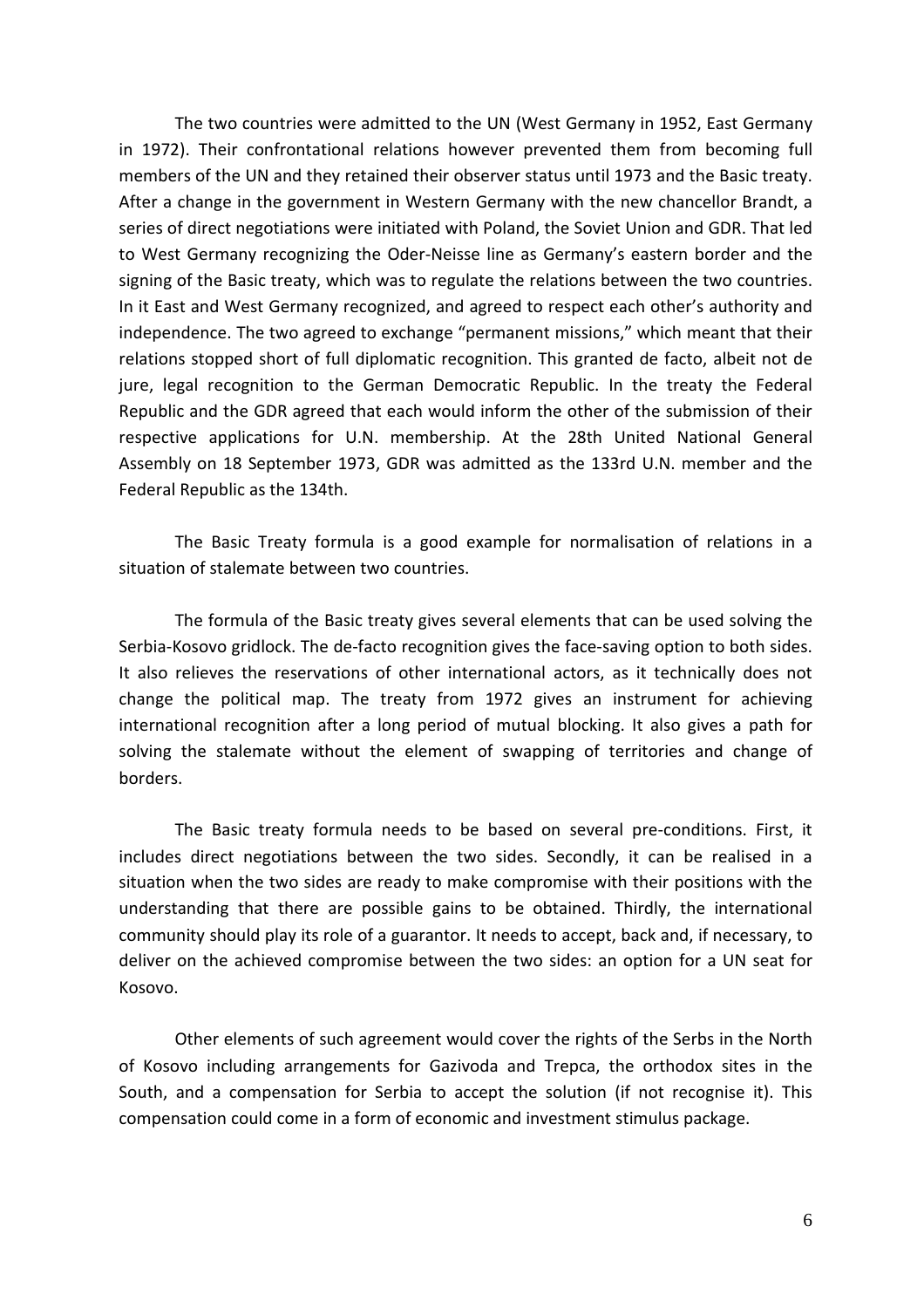The two countries were admitted to the UN (West Germany in 1952, East Germany in 1972). Their confrontational relations however prevented them from becoming full members of the UN and they retained their observer status until 1973 and the Basic treaty. After a change in the government in Western Germany with the new chancellor Brandt, a series of direct negotiations were initiated with Poland, the Soviet Union and GDR. That led to West Germany recognizing the Oder-Neisse line as Germany's eastern border and the signing of the Basic treaty, which was to regulate the relations between the two countries. In it East and West Germany recognized, and agreed to respect each other's authority and independence. The two agreed to exchange "permanent missions," which meant that their relations stopped short of full diplomatic recognition. This granted de facto, albeit not de jure, legal recognition to the German Democratic Republic. In the treaty the Federal Republic and the GDR agreed that each would inform the other of the submission of their respective applications for U.N. membership. At the 28th United National General Assembly on 18 September 1973, GDR was admitted as the 133rd U.N. member and the Federal Republic as the 134th.

The Basic Treaty formula is a good example for normalisation of relations in a situation of stalemate between two countries.

The formula of the Basic treaty gives several elements that can be used solving the Serbia-Kosovo gridlock. The de-facto recognition gives the face-saving option to both sides. It also relieves the reservations of other international actors, as it technically does not change the political map. The treaty from 1972 gives an instrument for achieving international recognition after a long period of mutual blocking. It also gives a path for solving the stalemate without the element of swapping of territories and change of borders.

The Basic treaty formula needs to be based on several pre-conditions. First, it includes direct negotiations between the two sides. Secondly, it can be realised in a situation when the two sides are ready to make compromise with their positions with the understanding that there are possible gains to be obtained. Thirdly, the international community should play its role of a guarantor. It needs to accept, back and, if necessary, to deliver on the achieved compromise between the two sides: an option for a UN seat for Kosovo.

Other elements of such agreement would cover the rights of the Serbs in the North of Kosovo including arrangements for Gazivoda and Trepca, the orthodox sites in the South, and a compensation for Serbia to accept the solution (if not recognise it). This compensation could come in a form of economic and investment stimulus package.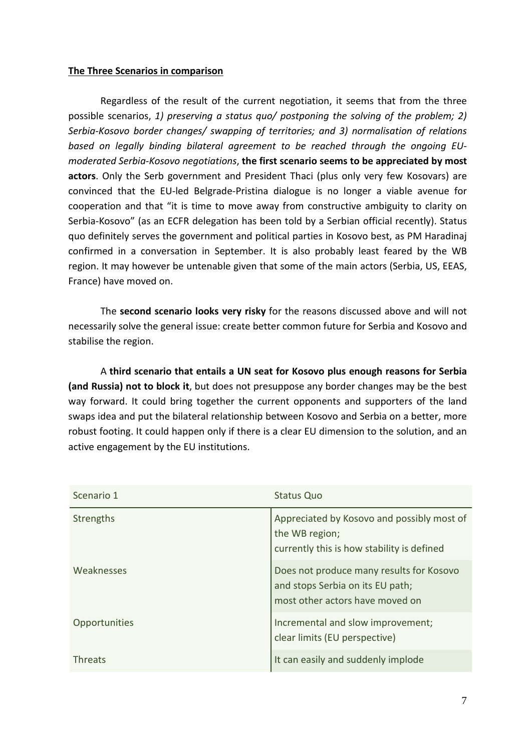**The Three Scenarios in comparison**

Regardless of the result of the current negotiation, it seems that from the three possible scenarios, *1) preserving a status quo/ postponing the solving of the problem; 2) Serbia-Kosovo border changes/ swapping of territories; and 3) normalisation of relations based on legally binding bilateral agreement to be reached through the ongoing EU-moderated Serbia-Kosovo negotiations*, **the first scenario seems to be appreciated by most actors**. Only the Serb government and President Thaci (plus only very few Kosovars) are convinced that the EU-led Belgrade-Pristina dialogue is no longer a viable avenue for cooperation and that "it is time to move away from constructive ambiguity to clarity on Serbia-Kosovo" (as an ECFR delegation has been told by a Serbian official recently). Status quo definitely serves the government and political parties in Kosovo best, as PM Haradinaj confirmed in a conversation in September. It is also probably least feared by the WB region. It may however be untenable given that some of the main actors (Serbia, US, EEAS, France) have moved on.

The **second scenario looks very risky** for the reasons discussed above and will not necessarily solve the general issue: create better common future for Serbia and Kosovo and stabilise the region.

A **third scenario that entails a UN seat for Kosovo plus enough reasons for Serbia (and Russia) not to block it**, but does not presuppose any border changes may be the best way forward. It could bring together the current opponents and supporters of the land swaps idea and put the bilateral relationship between Kosovo and Serbia on a better, more robust footing. It could happen only if there is a clear EU dimension to the solution, and an active engagement by the EU institutions.

| Scenario 1 | Status Quo |
|---|---|
| Strengths | Appreciated by Kosovo and possibly most of the WB region;<br>currently this is how stability is defined |
| Weaknesses | Does not produce many results for Kosovo and stops Serbia on its EU path;<br>most other actors have moved on |
| Opportunities | Incremental and slow improvement;<br>clear limits (EU perspective) |
| Threats | It can easily and suddenly implode |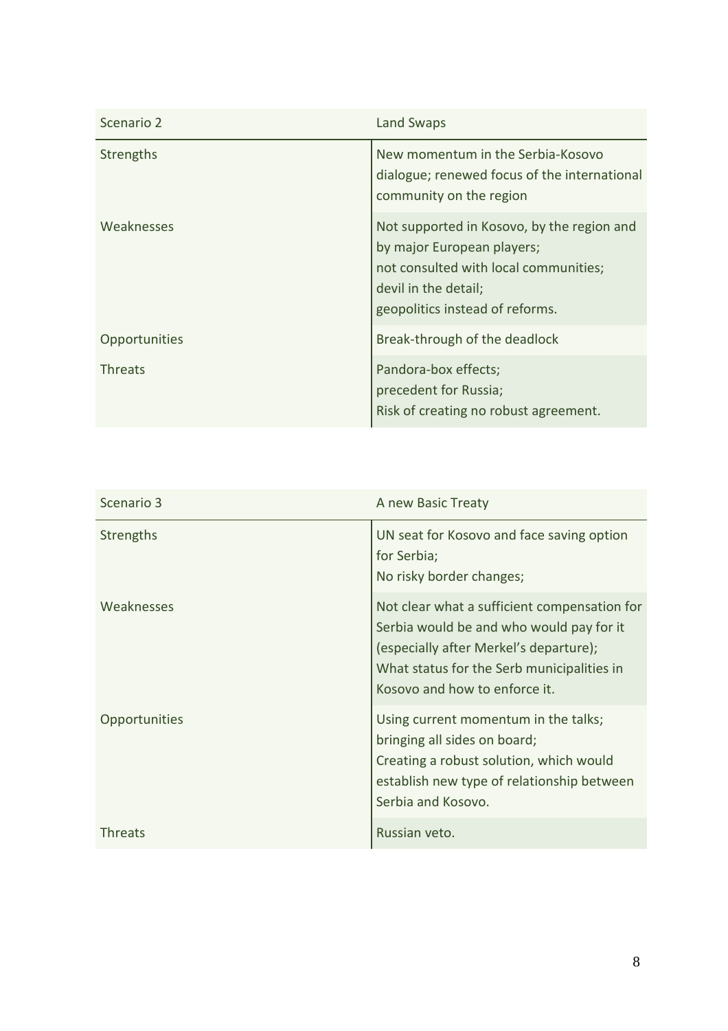| Scenario 2 | Land Swaps |
|---|---|
| Strengths | New momentum in the Serbia-Kosovo dialogue; renewed focus of the international community on the region |
| Weaknesses | Not supported in Kosovo, by the region and by major European players;<br>not consulted with local communities;<br>devil in the detail;<br>geopolitics instead of reforms. |
| Opportunities | Break-through of the deadlock |
| Threats | Pandora-box effects;<br>precedent for Russia;<br>Risk of creating no robust agreement. |

| Scenario 3 | A new Basic Treaty |
|---|---|
| Strengths | UN seat for Kosovo and face saving option for Serbia;<br>No risky border changes; |
| Weaknesses | Not clear what a sufficient compensation for Serbia would be and who would pay for it (especially after Merkel's departure);<br>What status for the Serb municipalities in Kosovo and how to enforce it. |
| Opportunities | Using current momentum in the talks;<br>bringing all sides on board;<br>Creating a robust solution, which would establish new type of relationship between Serbia and Kosovo. |
| Threats | Russian veto. |